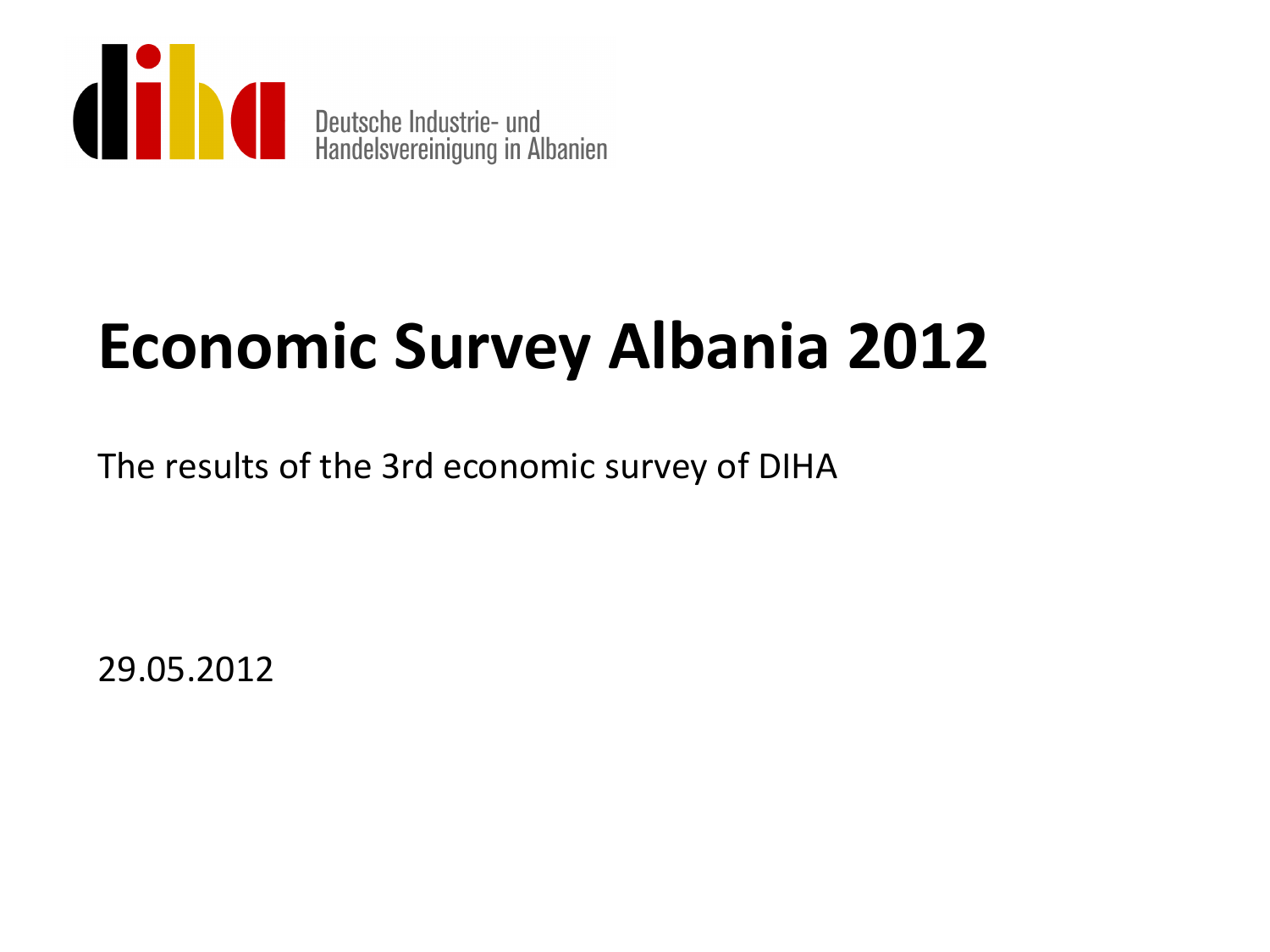diha

Deutsche Industrie- und
Handelsvereinigung in Albanien

# Economic Survey Albania 2012

The results of the 3rd economic survey of DIHA

29.05.2012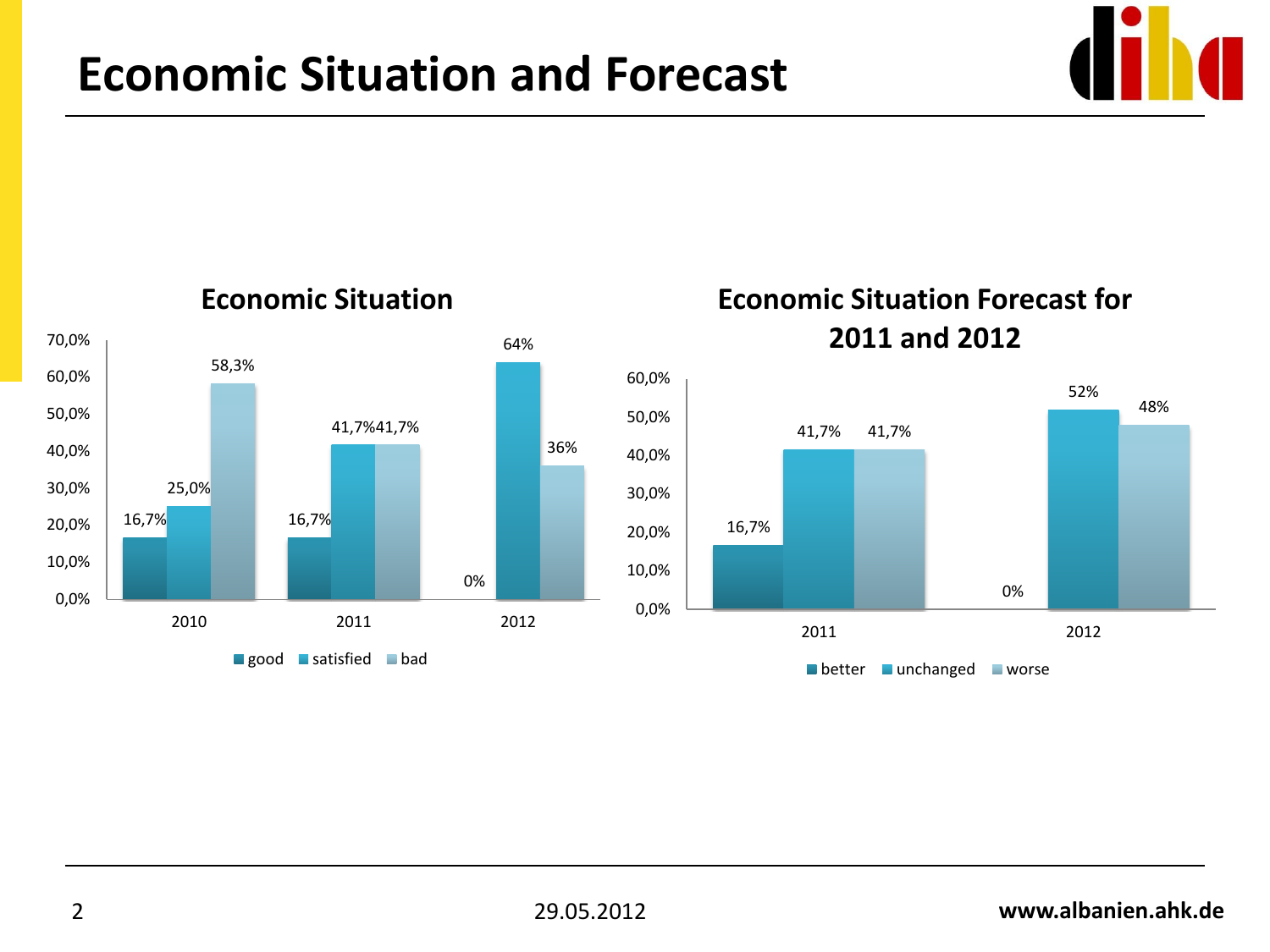# Economic Situation and Forecast

## Economic Situation

70,0%
60,0%
50,0%
40,0%
30,0%
20,0%
10,0%
0,0%

16,7%
25,0%
58,3%
16,7%
41,7%41,7%
0%
64%
36%

2010
2011
2012

good satisfied bad

## Economic Situation Forecast for 2011 and 2012

60,0%
50,0%
40,0%
30,0%
20,0%
10,0%
0,0%

16,7%
41,7%
41,7%
0%
52%
48%

2011
2012

better unchanged worse

29.05.2012

www.albanien.ahk.de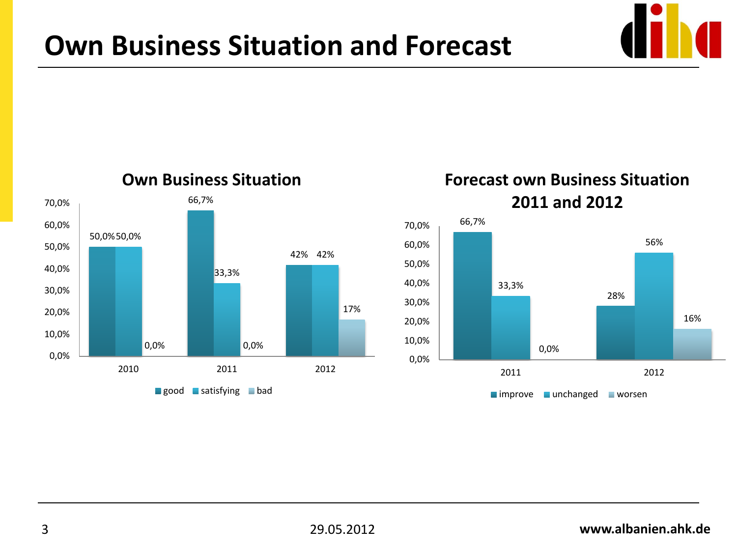# Own Business Situation and Forecast

## Own Business Situation

70,0%
60,0%
50,0%
40,0%
30,0%
20,0%
10,0%
0,0%

2010: 50,0% 50,0% 0,0%
2011: 66,7% 33,3% 0,0%
2012: 42% 42% 17%

good satisfying bad

## Forecast own Business Situation 2011 and 2012

70,0%
60,0%
50,0%
40,0%
30,0%
20,0%
10,0%
0,0%

2011: 66,7% 33,3% 0,0%
2012: 28% 56% 16%

improve unchanged worsen

29.05.2012

www.albanien.ahk.de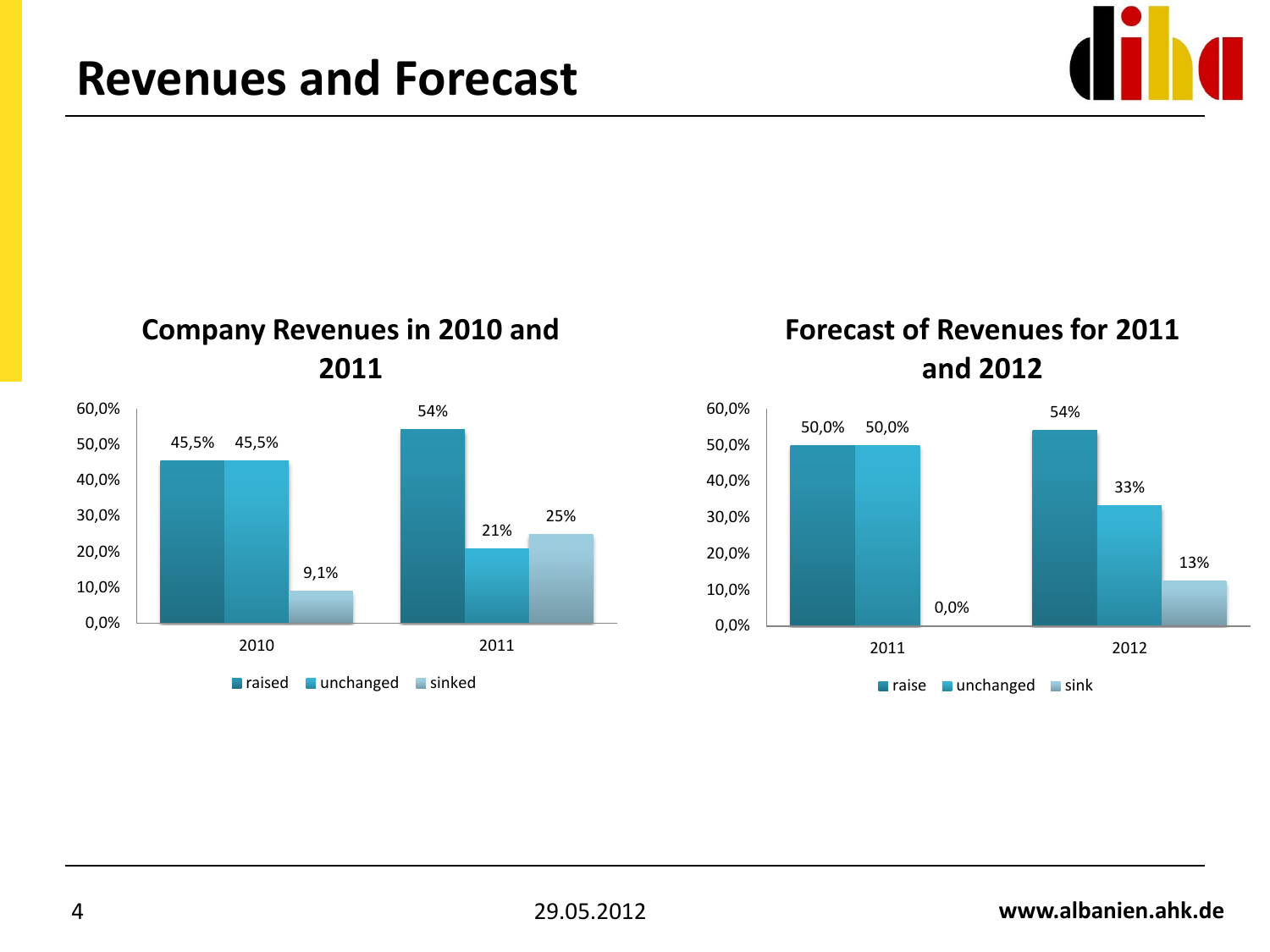# Revenues and Forecast

## Company Revenues in 2010 and 2011

60,0%
50,0%
40,0%
30,0%
20,0%
10,0%
0,0%

45,5% 45,5% 9,1%

54% 21% 25%

2010
2011

raised unchanged sinked

## Forecast of Revenues for 2011 and 2012

60,0%
50,0%
40,0%
30,0%
20,0%
10,0%
0,0%

50,0% 50,0% 0,0%

54% 33% 13%

2011
2012

raise unchanged sink

29.05.2012

www.albanien.ahk.de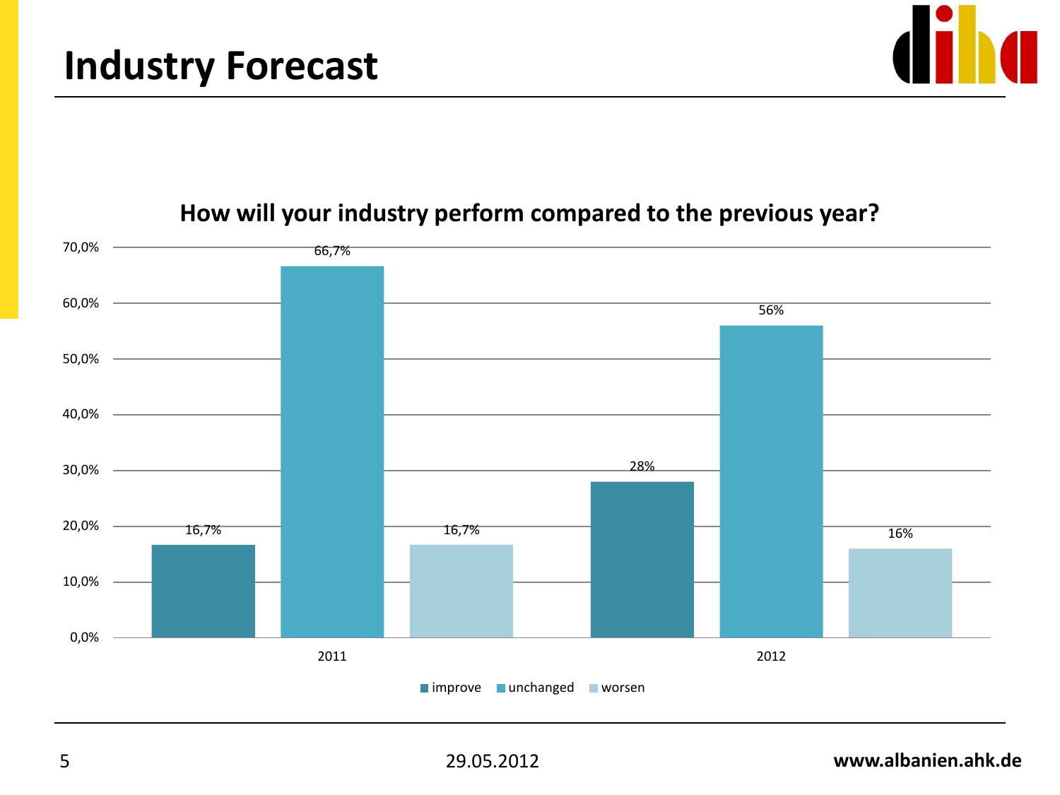# Industry Forecast

**How will your industry perform compared to the previous year?**

70,0%
60,0%
50,0%
40,0%
30,0%
20,0%
10,0%
0,0%

16,7%
66,7%
16,7%
28%
56%
16%

2011
2012

improve
unchanged
worsen

29.05.2012

www.albanien.ahk.de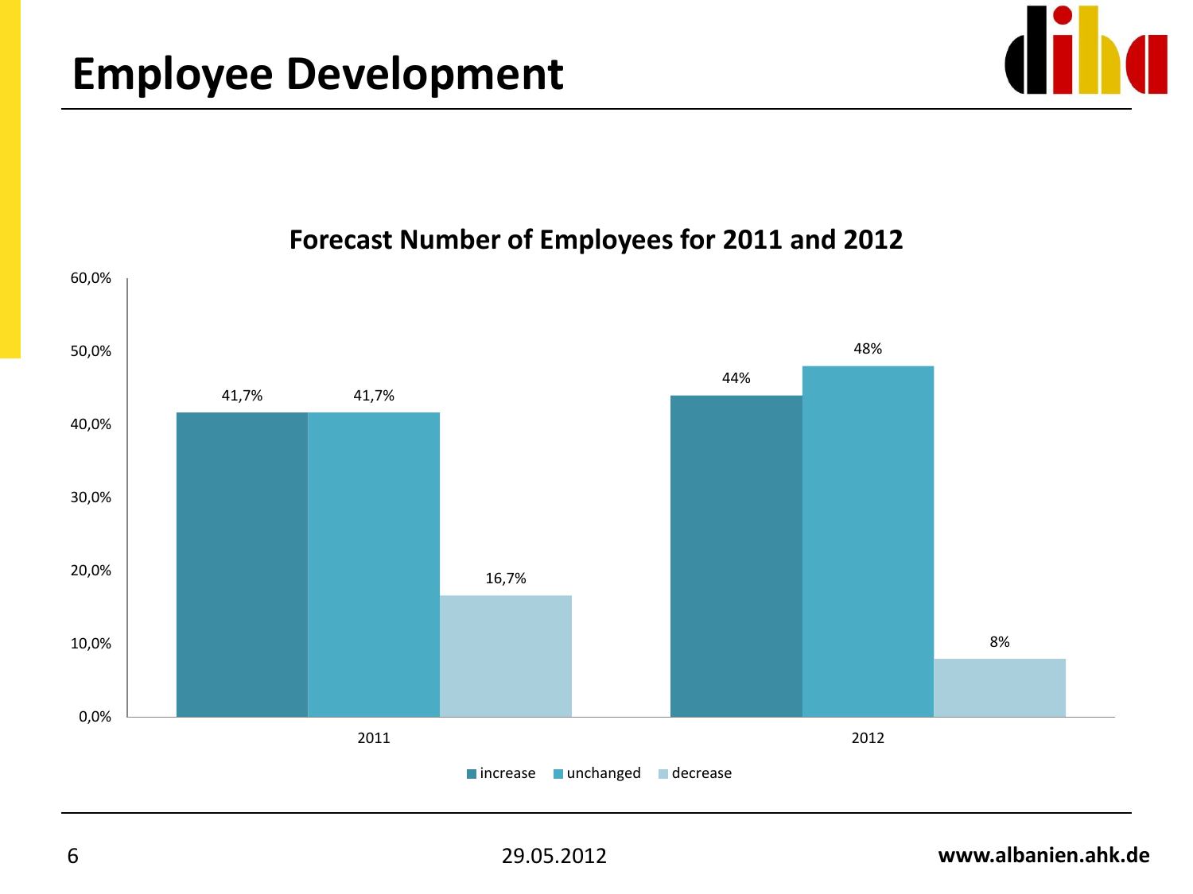# Employee Development

**Forecast Number of Employees for 2011 and 2012**

60,0%
50,0%
40,0%
30,0%
20,0%
10,0%
0,0%

2011: 41,7% 41,7% 16,7%

2012: 44% 48% 8%

increase unchanged decrease

29.05.2012

www.albanien.ahk.de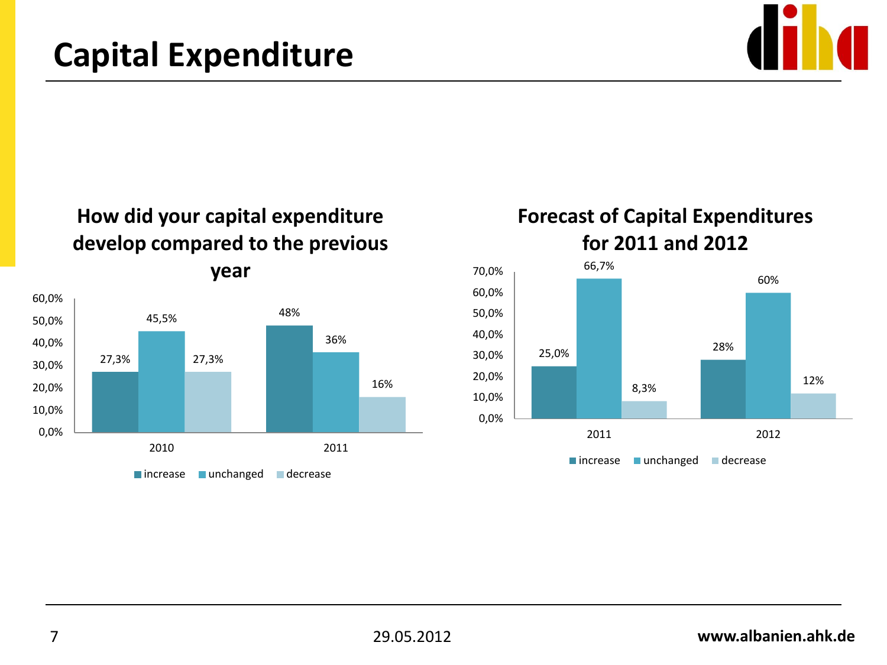# Capital Expenditure

## How did your capital expenditure develop compared to the previous year

60,0%
50,0%
40,0%
30,0%
20,0%
10,0%
0,0%

2010: 27,3% | 45,5% | 27,3%

2011: 48% | 36% | 16%

increase | unchanged | decrease

## Forecast of Capital Expenditures for 2011 and 2012

70,0%
60,0%
50,0%
40,0%
30,0%
20,0%
10,0%
0,0%

2011: 25,0% | 66,7% | 8,3%

2012: 28% | 60% | 12%

increase | unchanged | decrease

29.05.2012

www.albanien.ahk.de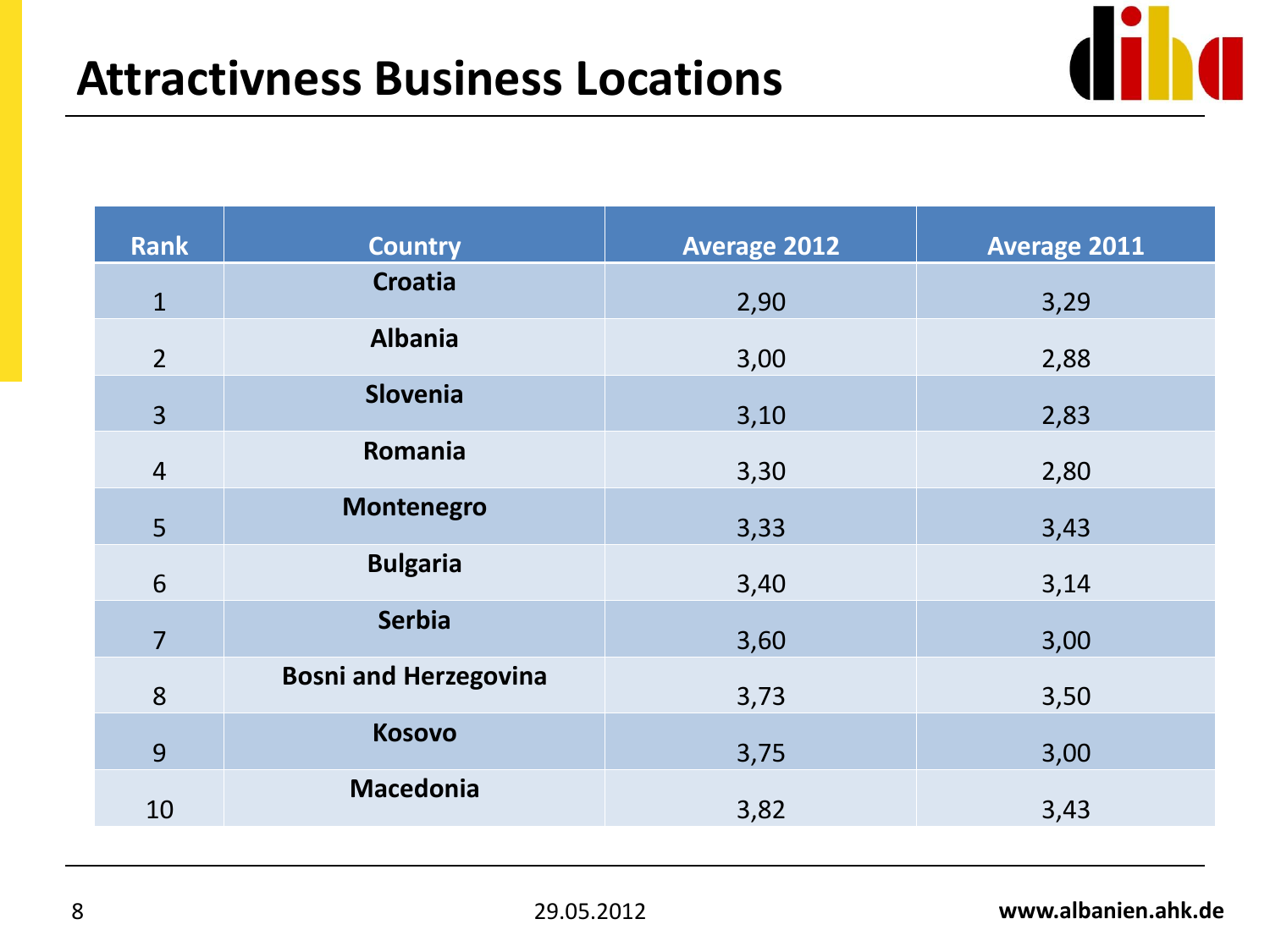# Attractivness Business Locations

| Rank | Country | Average 2012 | Average 2011 |
|---|---|---|---|
| 1 | **Croatia** | 2,90 | 3,29 |
| 2 | **Albania** | 3,00 | 2,88 |
| 3 | **Slovenia** | 3,10 | 2,83 |
| 4 | **Romania** | 3,30 | 2,80 |
| 5 | **Montenegro** | 3,33 | 3,43 |
| 6 | **Bulgaria** | 3,40 | 3,14 |
| 7 | **Serbia** | 3,60 | 3,00 |
| 8 | **Bosni and Herzegovina** | 3,73 | 3,50 |
| 9 | **Kosovo** | 3,75 | 3,00 |
| 10 | **Macedonia** | 3,82 | 3,43 |

29.05.2012

**www.albanien.ahk.de**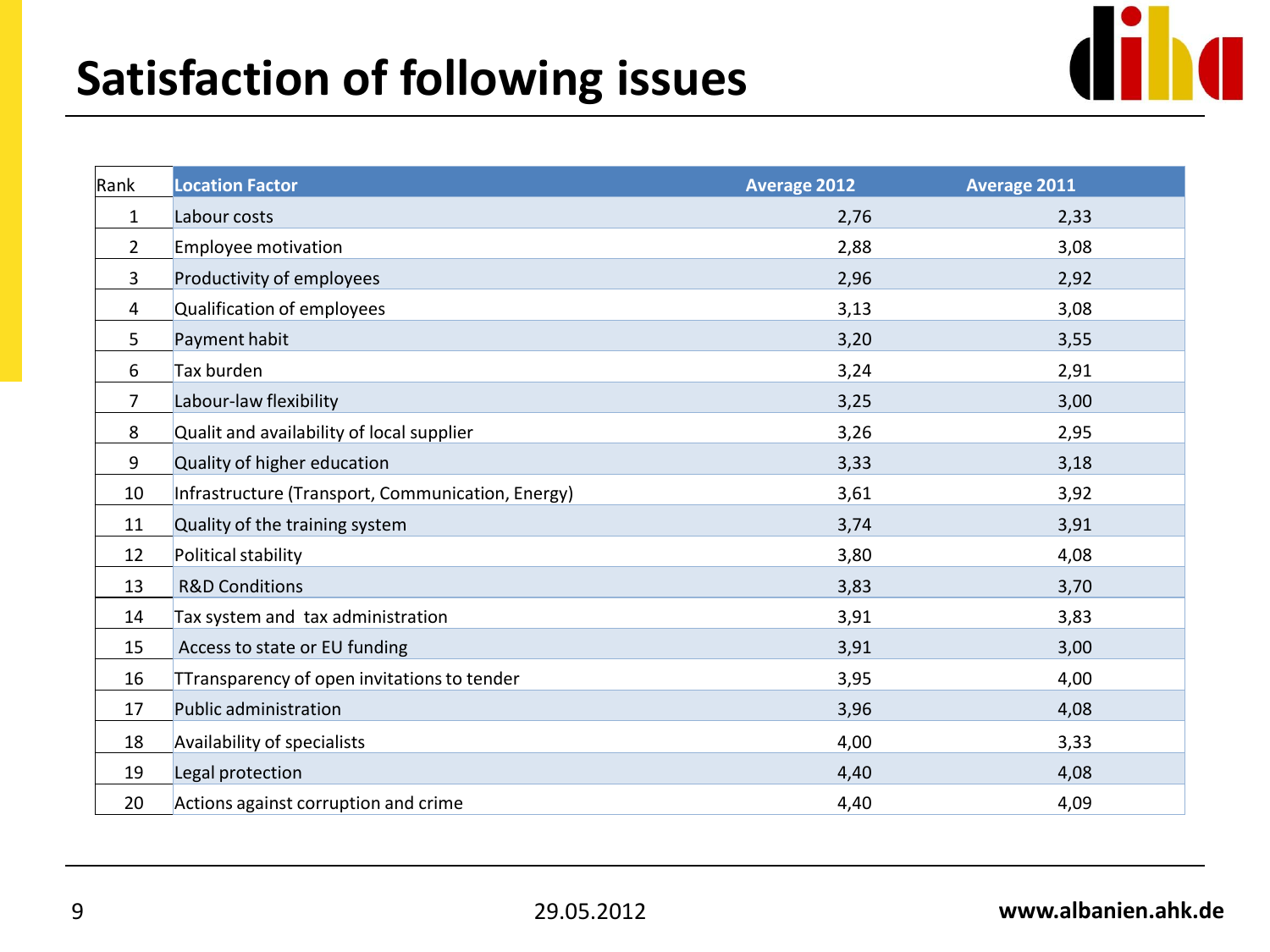# Satisfaction of following issues

| Rank | Location Factor | Average 2012 | Average 2011 |
|---|---|---|---|
| 1 | Labour costs | 2,76 | 2,33 |
| 2 | Employee motivation | 2,88 | 3,08 |
| 3 | Productivity of employees | 2,96 | 2,92 |
| 4 | Qualification of employees | 3,13 | 3,08 |
| 5 | Payment habit | 3,20 | 3,55 |
| 6 | Tax burden | 3,24 | 2,91 |
| 7 | Labour-law flexibility | 3,25 | 3,00 |
| 8 | Qualit and availability of local supplier | 3,26 | 2,95 |
| 9 | Quality of higher education | 3,33 | 3,18 |
| 10 | Infrastructure (Transport, Communication, Energy) | 3,61 | 3,92 |
| 11 | Quality of the training system | 3,74 | 3,91 |
| 12 | Political stability | 3,80 | 4,08 |
| 13 | R&D Conditions | 3,83 | 3,70 |
| 14 | Tax system and tax administration | 3,91 | 3,83 |
| 15 | Access to state or EU funding | 3,91 | 3,00 |
| 16 | TTransparency of open invitations to tender | 3,95 | 4,00 |
| 17 | Public administration | 3,96 | 4,08 |
| 18 | Availability of specialists | 4,00 | 3,33 |
| 19 | Legal protection | 4,40 | 4,08 |
| 20 | Actions against corruption and crime | 4,40 | 4,09 |

29.05.2012

www.albanien.ahk.de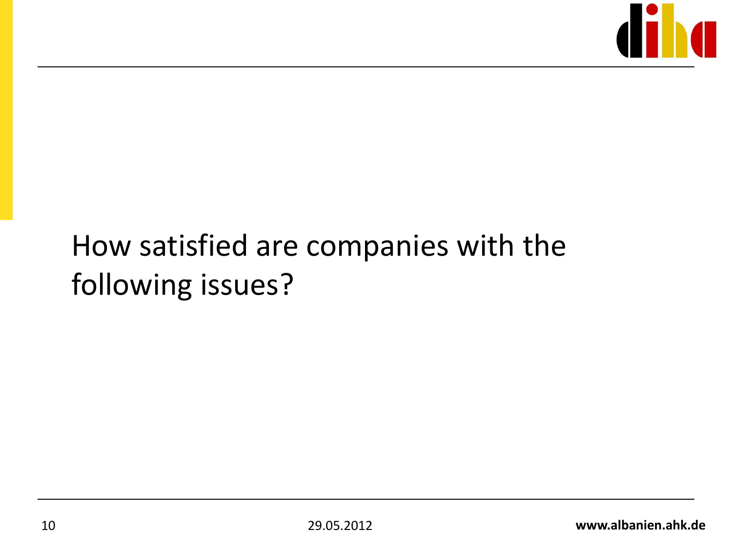# How satisfied are companies with the following issues?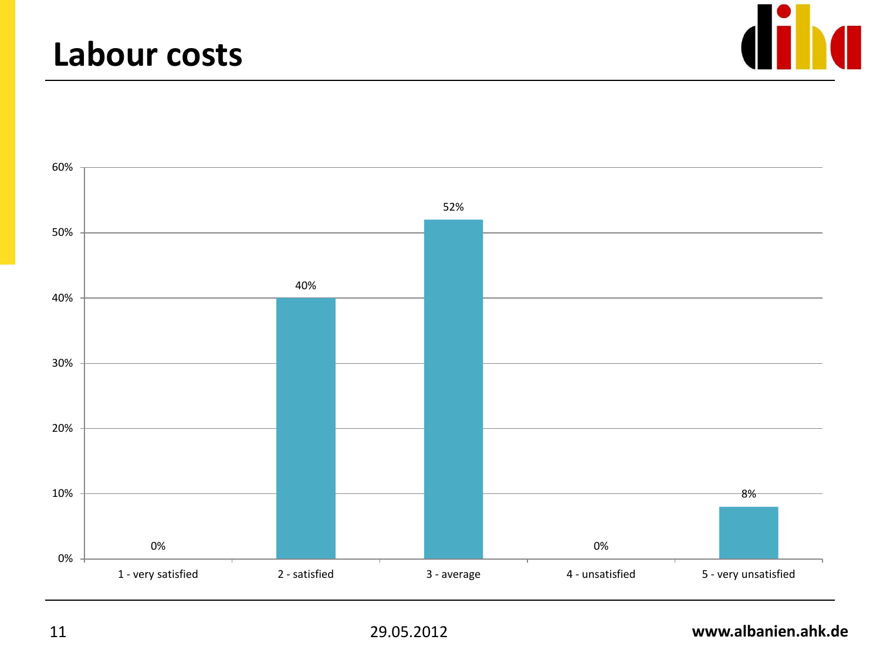# Labour costs

60%
50%
40%
30%
20%
10%
0%

0%
40%
52%
0%
8%

1 - very satisfied
2 - satisfied
3 - average
4 - unsatisfied
5 - very unsatisfied

29.05.2012

www.albanien.ahk.de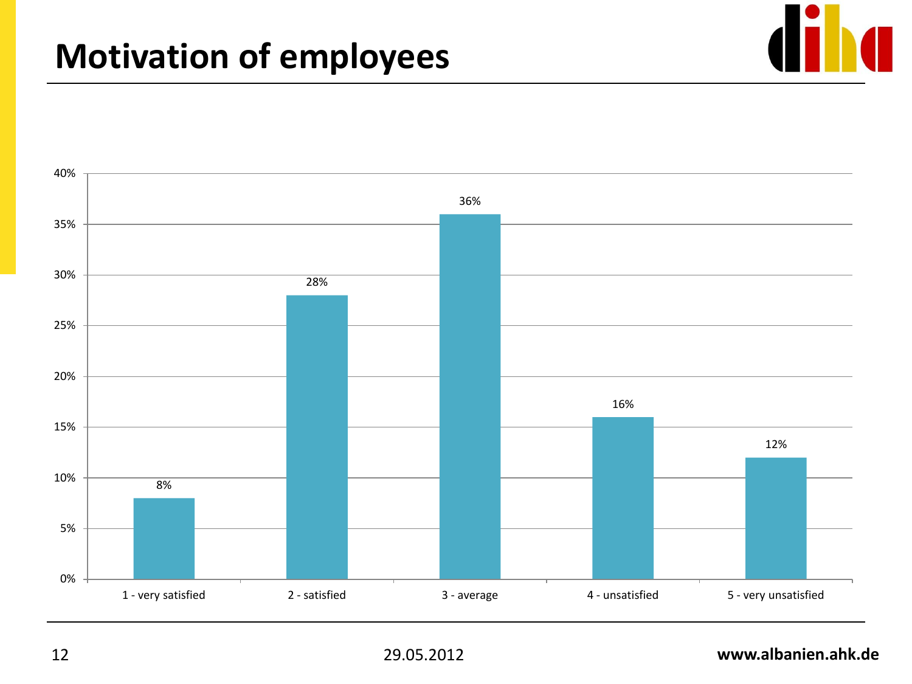# Motivation of employees

40%
35%
30%
25%
20%
15%
10%
5%
0%

8%
28%
36%
16%
12%

1 - very satisfied
2 - satisfied
3 - average
4 - unsatisfied
5 - very unsatisfied

29.05.2012

www.albanien.ahk.de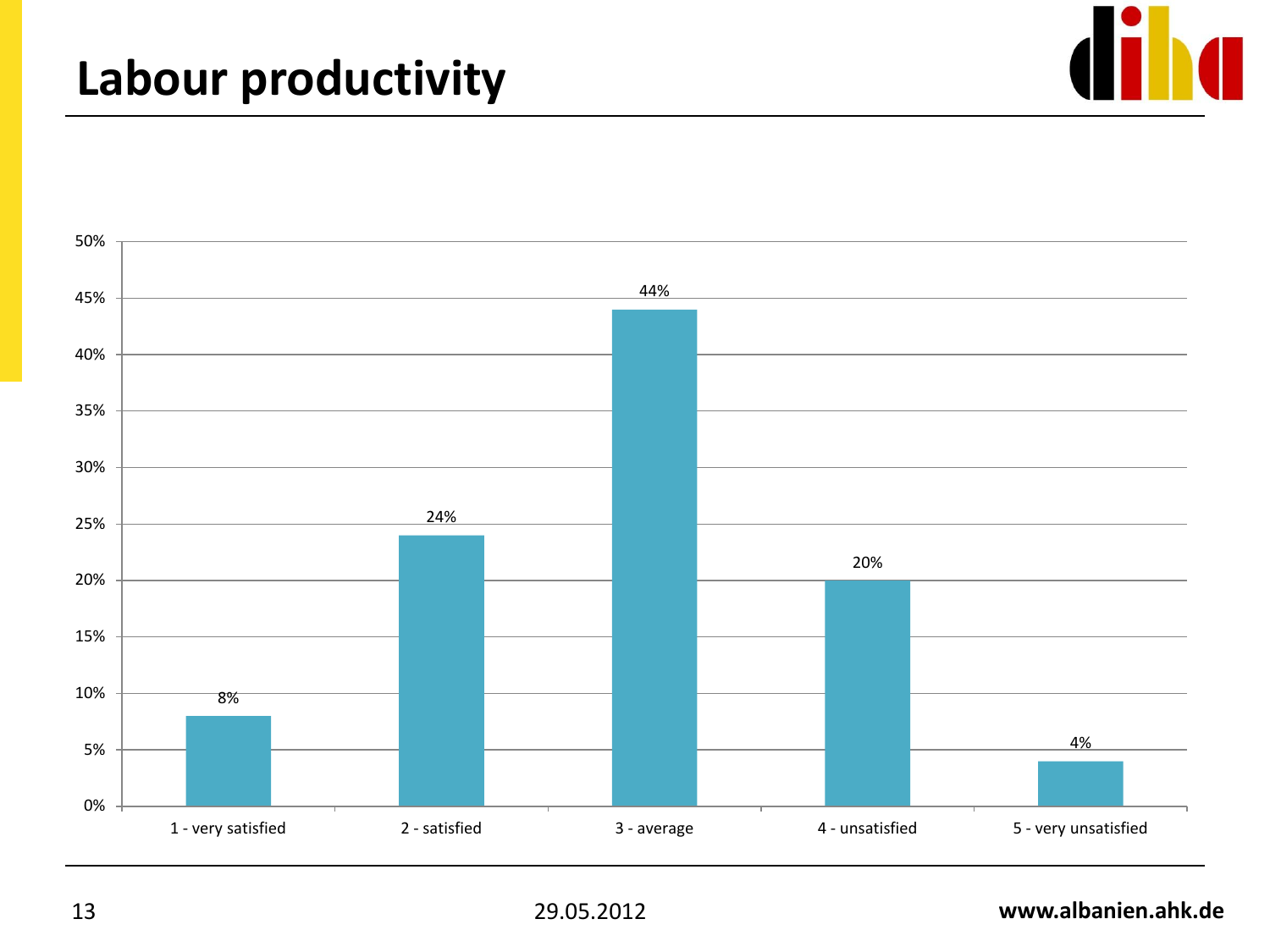# Labour productivity

50%
45%
40%
35%
30%
25%
20%
15%
10%
5%
0%

8%
24%
44%
20%
4%

1 - very satisfied
2 - satisfied
3 - average
4 - unsatisfied
5 - very unsatisfied

29.05.2012

**www.albanien.ahk.de**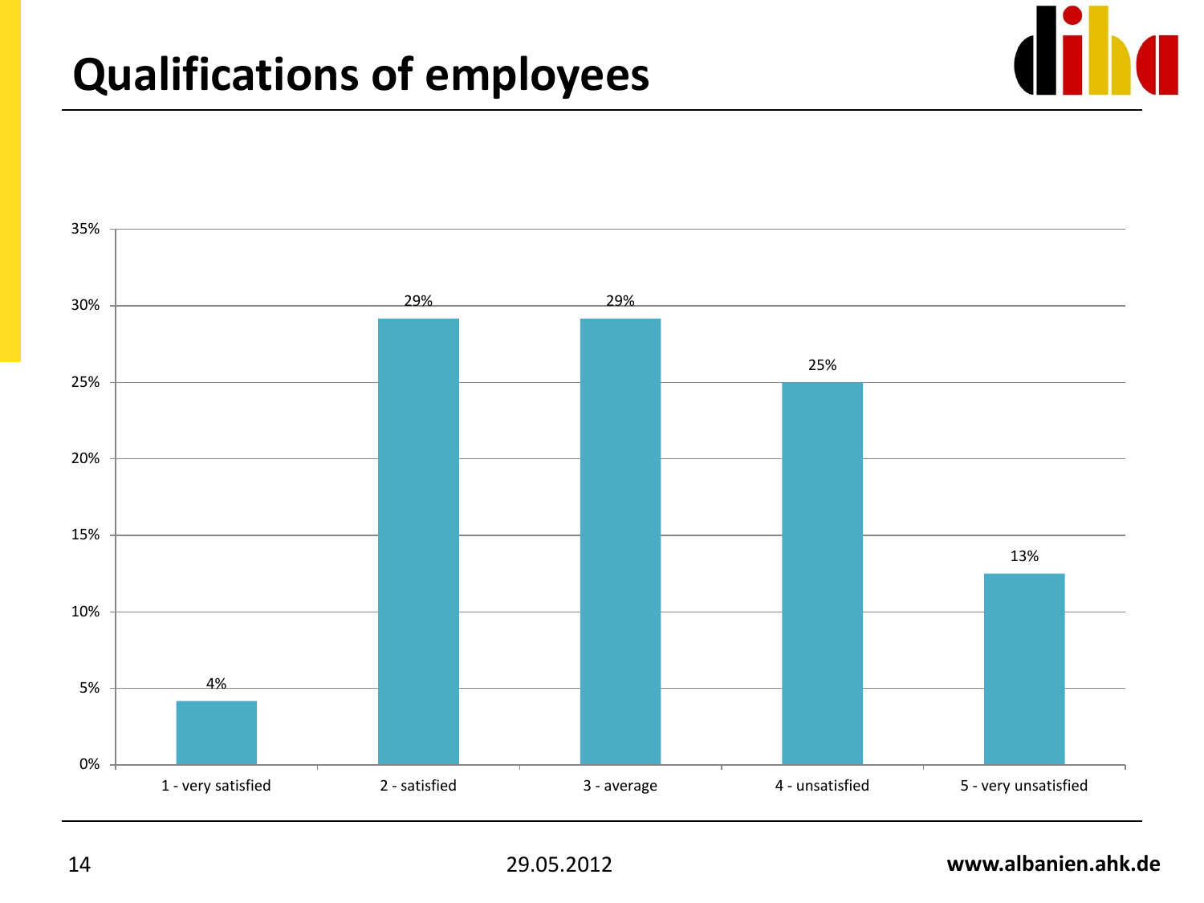# Qualifications of employees

| Rating | Share |
| --- | --- |
| 1 - very satisfied | 4% |
| 2 - satisfied | 29% |
| 3 - average | 29% |
| 4 - unsatisfied | 25% |
| 5 - very unsatisfied | 13% |

29.05.2012

**www.albanien.ahk.de**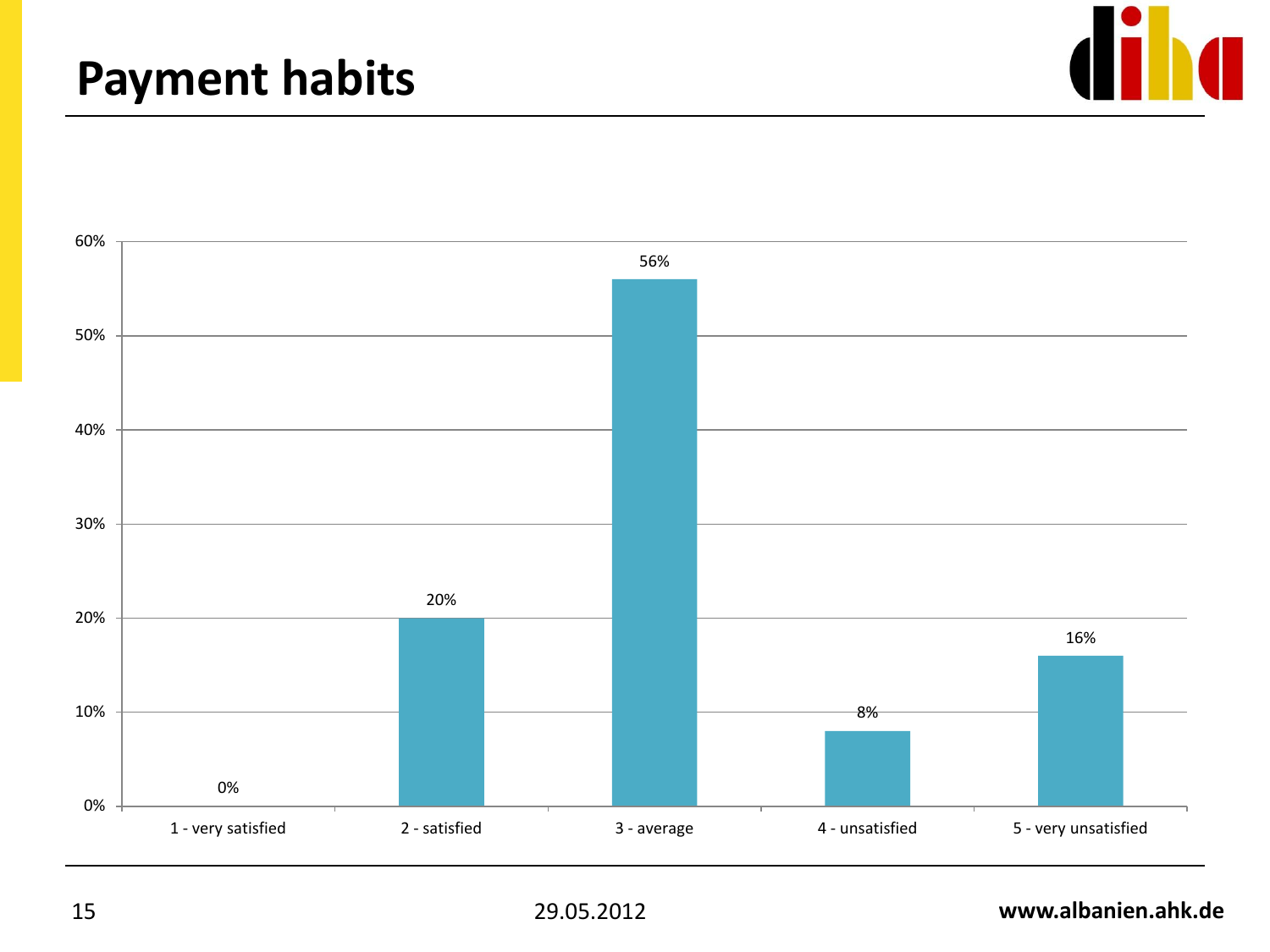# Payment habits

60%
50%
40%
30%
20%
10%
0%

0%
20%
56%
8%
16%

1 - very satisfied
2 - satisfied
3 - average
4 - unsatisfied
5 - very unsatisfied

29.05.2012

**www.albanien.ahk.de**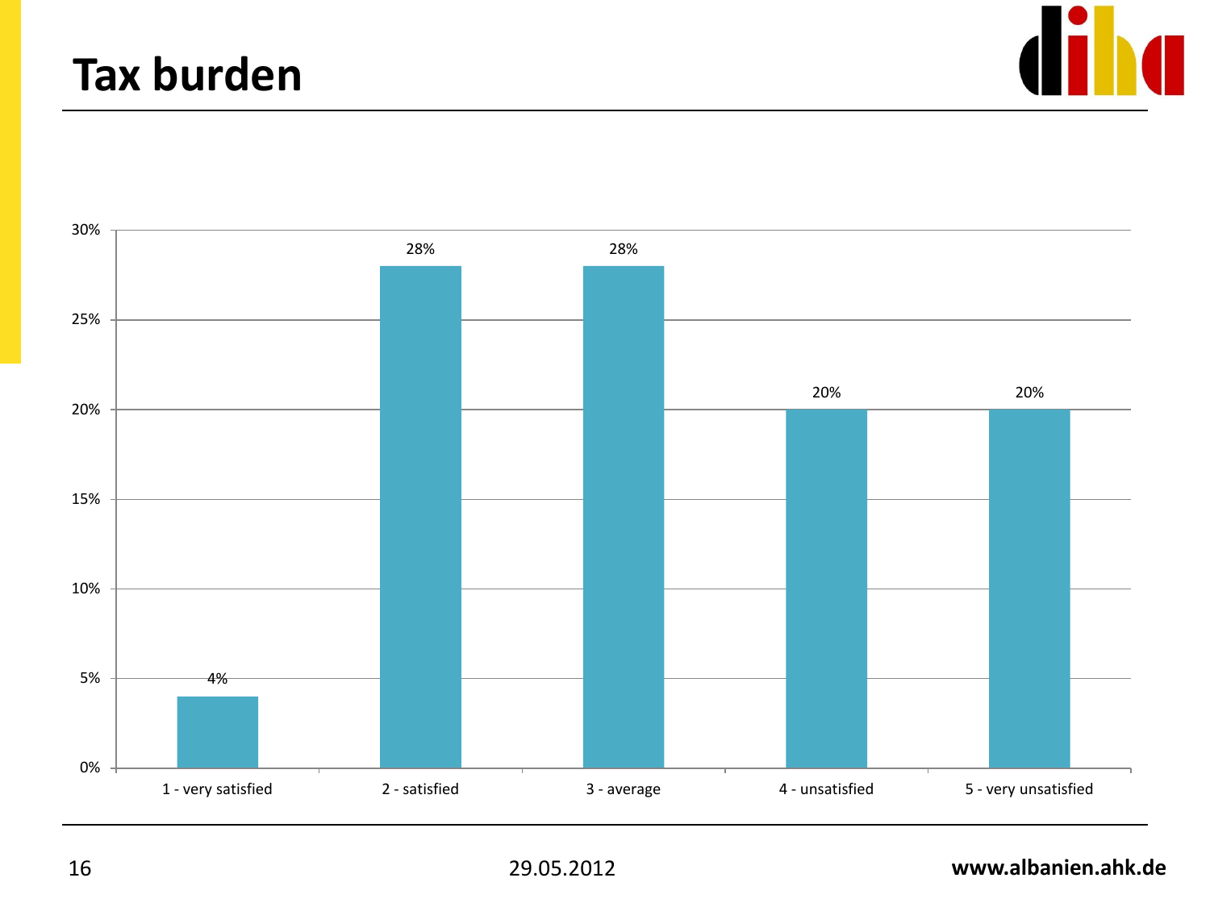# Tax burden

30%
25%
20%
15%
10%
5%
0%

4%
28%
28%
20%
20%

1 - very satisfied
2 - satisfied
3 - average
4 - unsatisfied
5 - very unsatisfied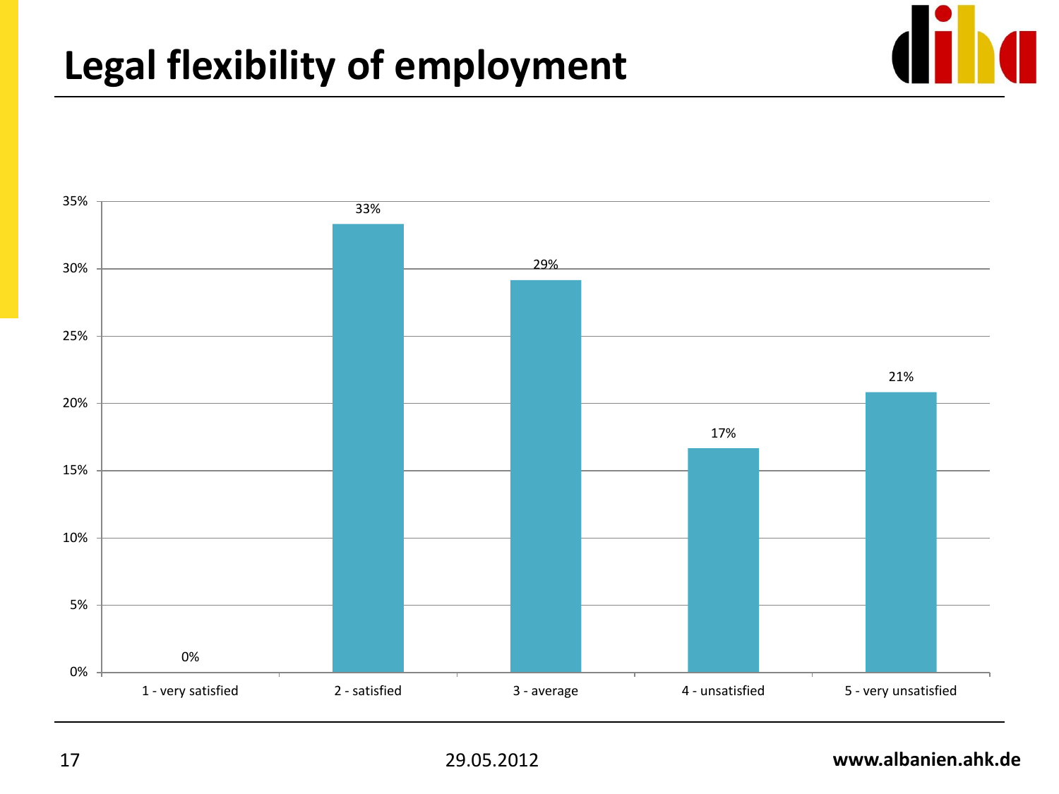# Legal flexibility of employment

| Rating | Share |
|---|---|
| 1 - very satisfied | 0% |
| 2 - satisfied | 33% |
| 3 - average | 29% |
| 4 - unsatisfied | 17% |
| 5 - very unsatisfied | 21% |

29.05.2012

**www.albanien.ahk.de**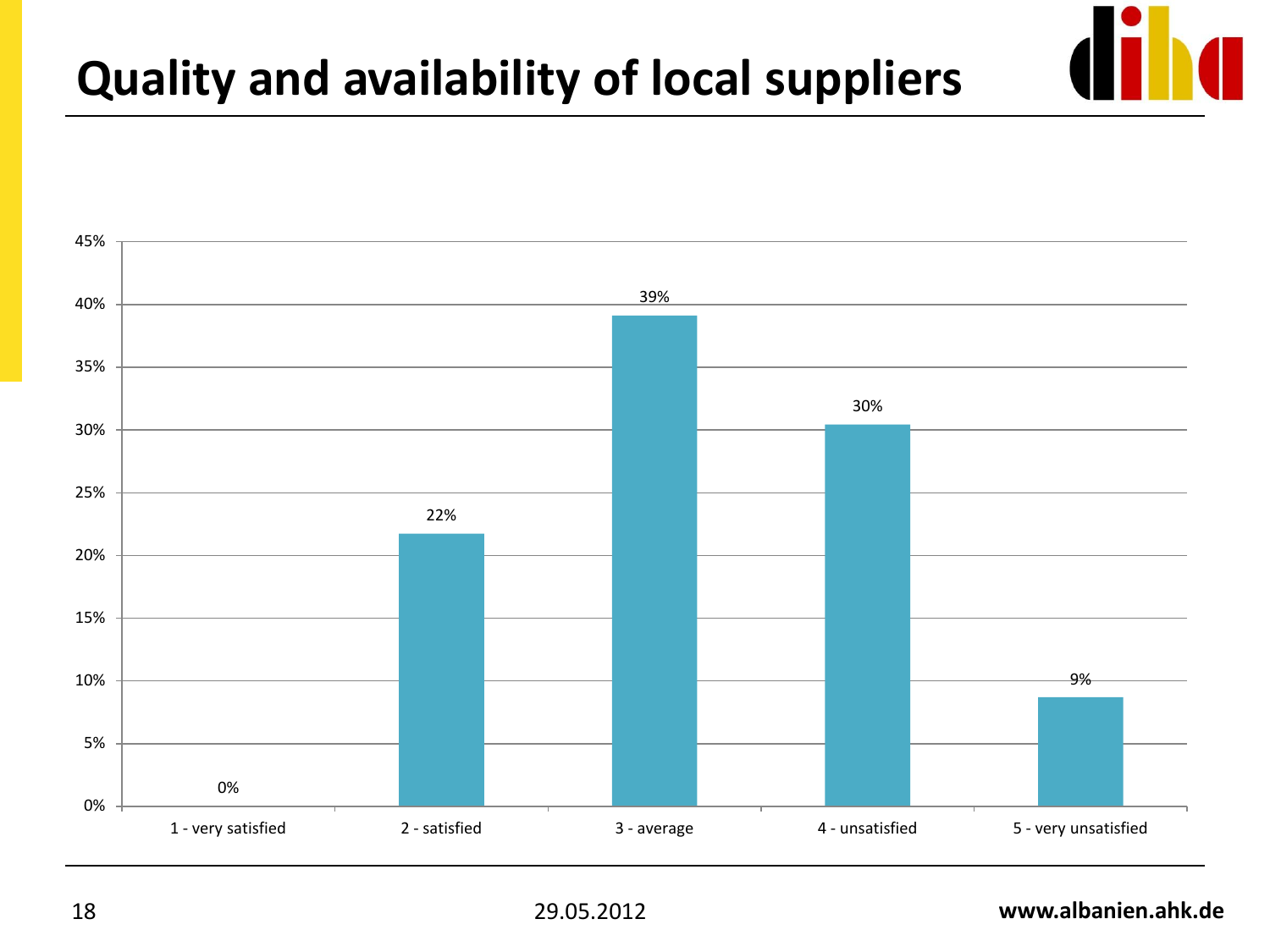# Quality and availability of local suppliers

45%
40%
35%
30%
25%
20%
15%
10%
5%
0%

0%
22%
39%
30%
9%

1 - very satisfied
2 - satisfied
3 - average
4 - unsatisfied
5 - very unsatisfied

29.05.2012

www.albanien.ahk.de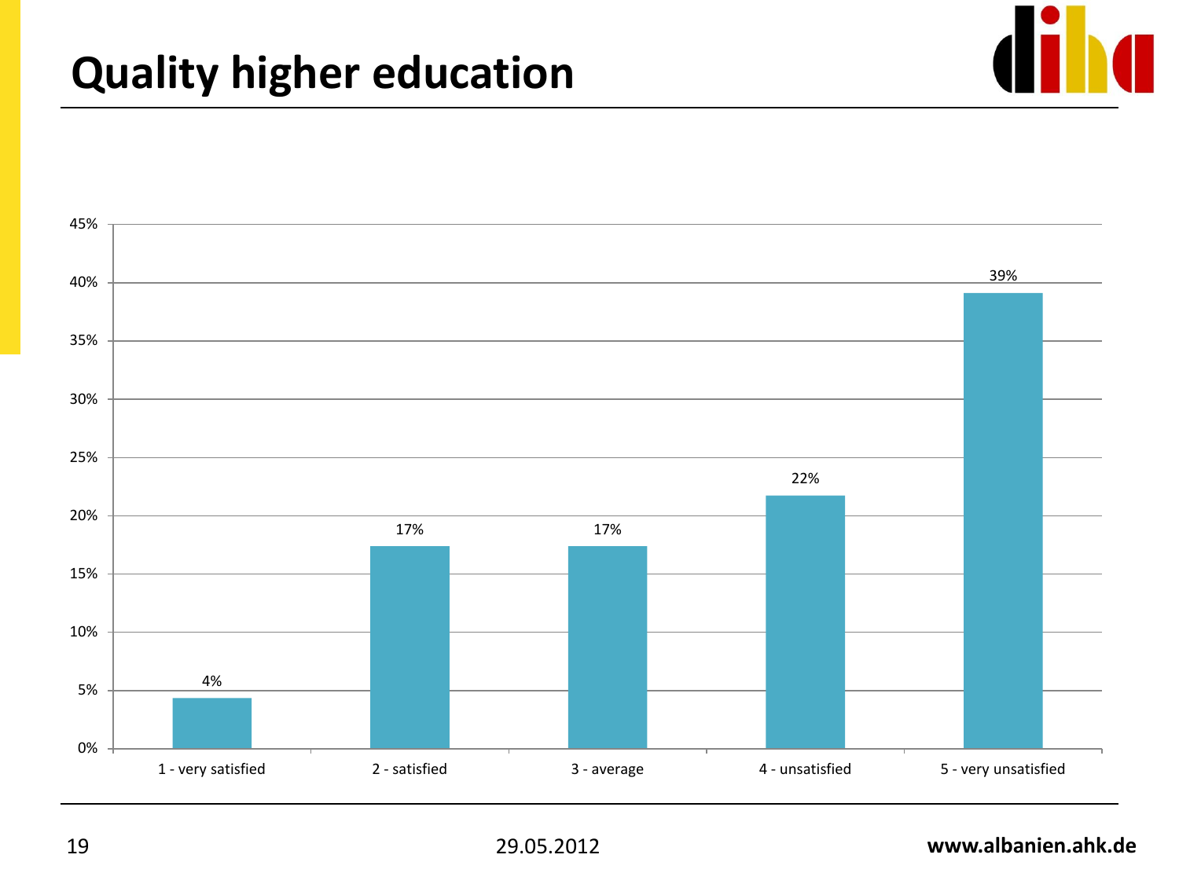# Quality higher education

45%
40%
35%
30%
25%
20%
15%
10%
5%
0%

4%
17%
17%
22%
39%

1 - very satisfied
2 - satisfied
3 - average
4 - unsatisfied
5 - very unsatisfied

29.05.2012

www.albanien.ahk.de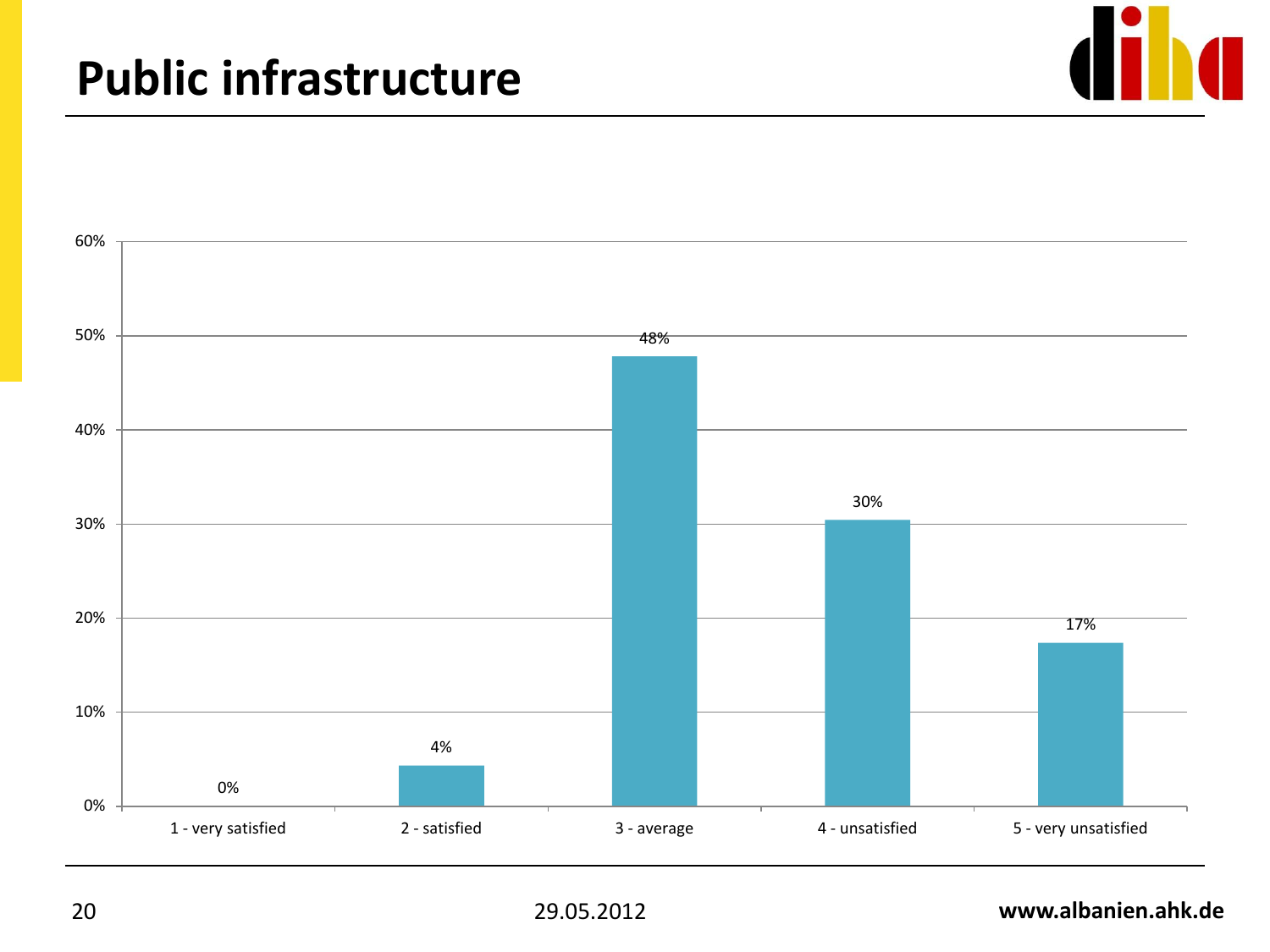# Public infrastructure

60%
50%
40%
30%
20%
10%
0%

0%
4%
48%
30%
17%

1 - very satisfied
2 - satisfied
3 - average
4 - unsatisfied
5 - very unsatisfied

29.05.2012

**www.albanien.ahk.de**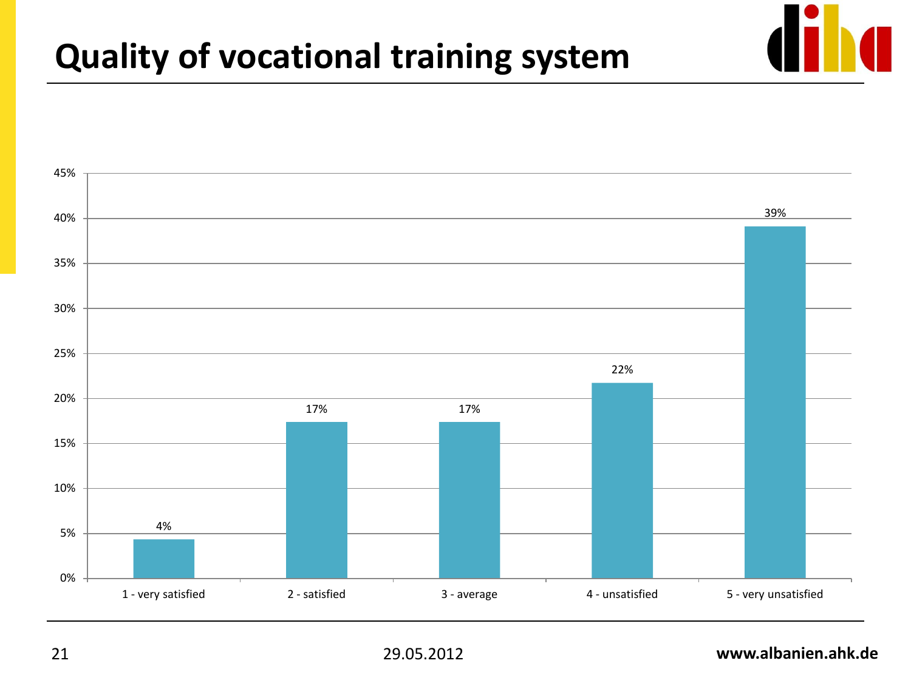# Quality of vocational training system

45%
40%
35%
30%
25%
20%
15%
10%
5%
0%

4%
17%
17%
22%
39%

1 - very satisfied
2 - satisfied
3 - average
4 - unsatisfied
5 - very unsatisfied

29.05.2012

www.albanien.ahk.de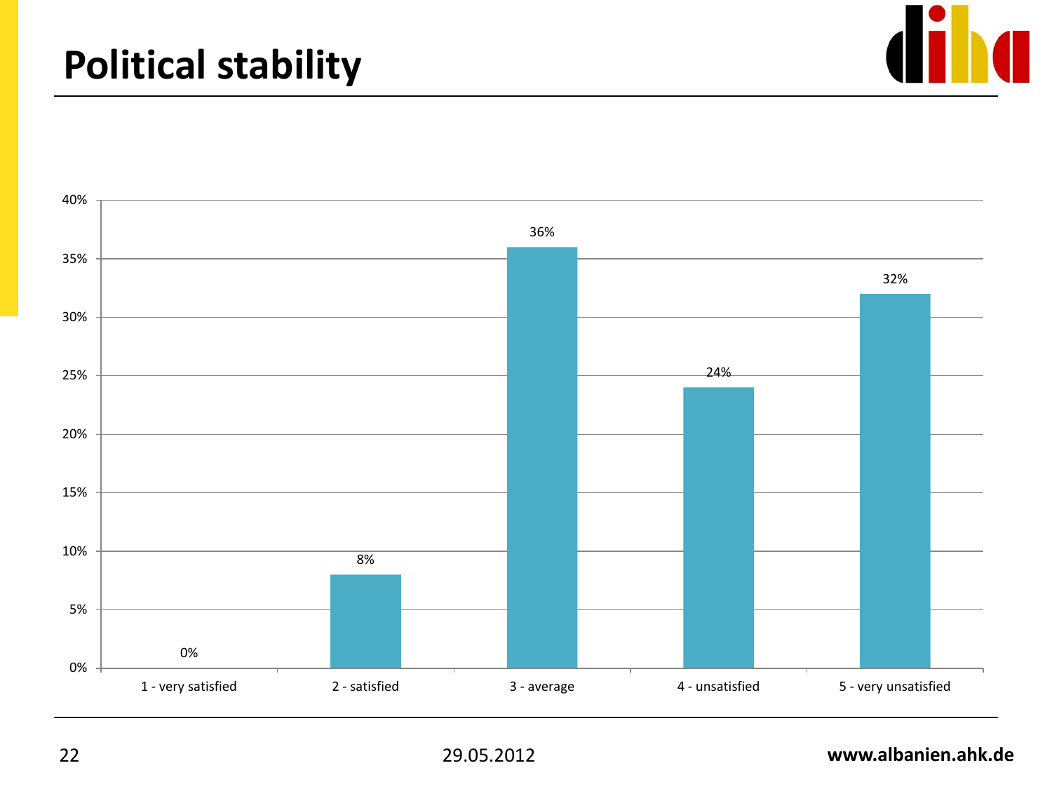# Political stability

40%
35%
30%
25%
20%
15%
10%
5%
0%

0%
8%
36%
24%
32%

1 - very satisfied
2 - satisfied
3 - average
4 - unsatisfied
5 - very unsatisfied

29.05.2012

www.albanien.ahk.de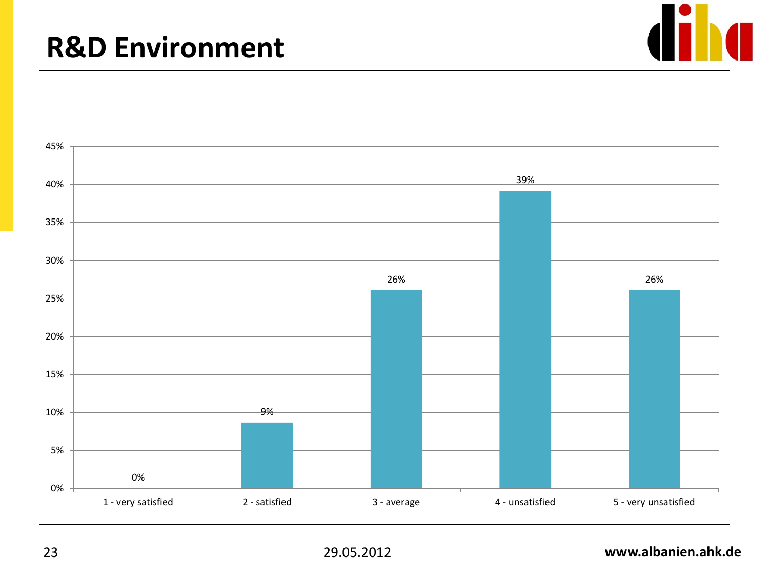# R&D Environment

45%
40%
35%
30%
25%
20%
15%
10%
5%
0%

0%
9%
26%
39%
26%

1 - very satisfied
2 - satisfied
3 - average
4 - unsatisfied
5 - very unsatisfied

29.05.2012

**www.albanien.ahk.de**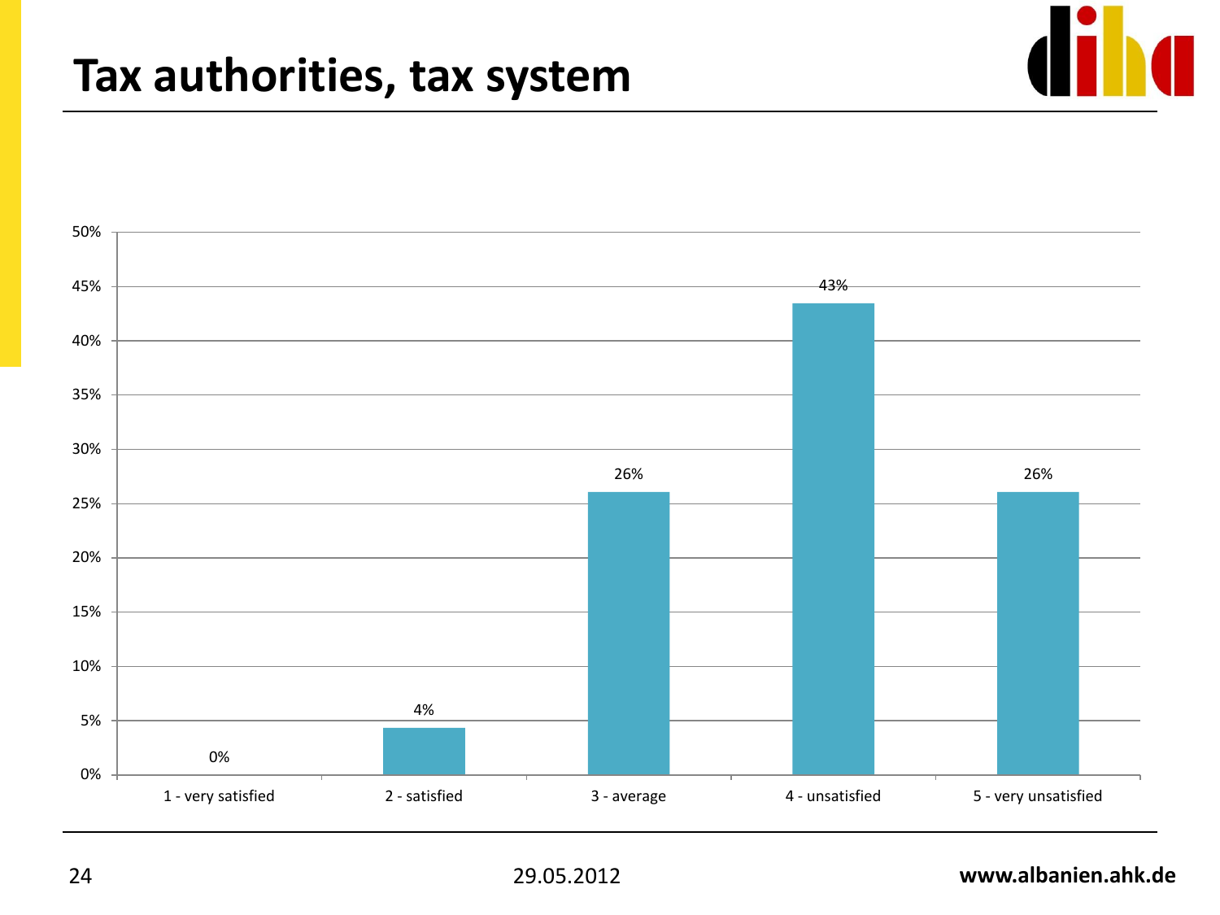# Tax authorities, tax system

| Rating | Share |
| --- | --- |
| 1 - very satisfied | 0% |
| 2 - satisfied | 4% |
| 3 - average | 26% |
| 4 - unsatisfied | 43% |
| 5 - very unsatisfied | 26% |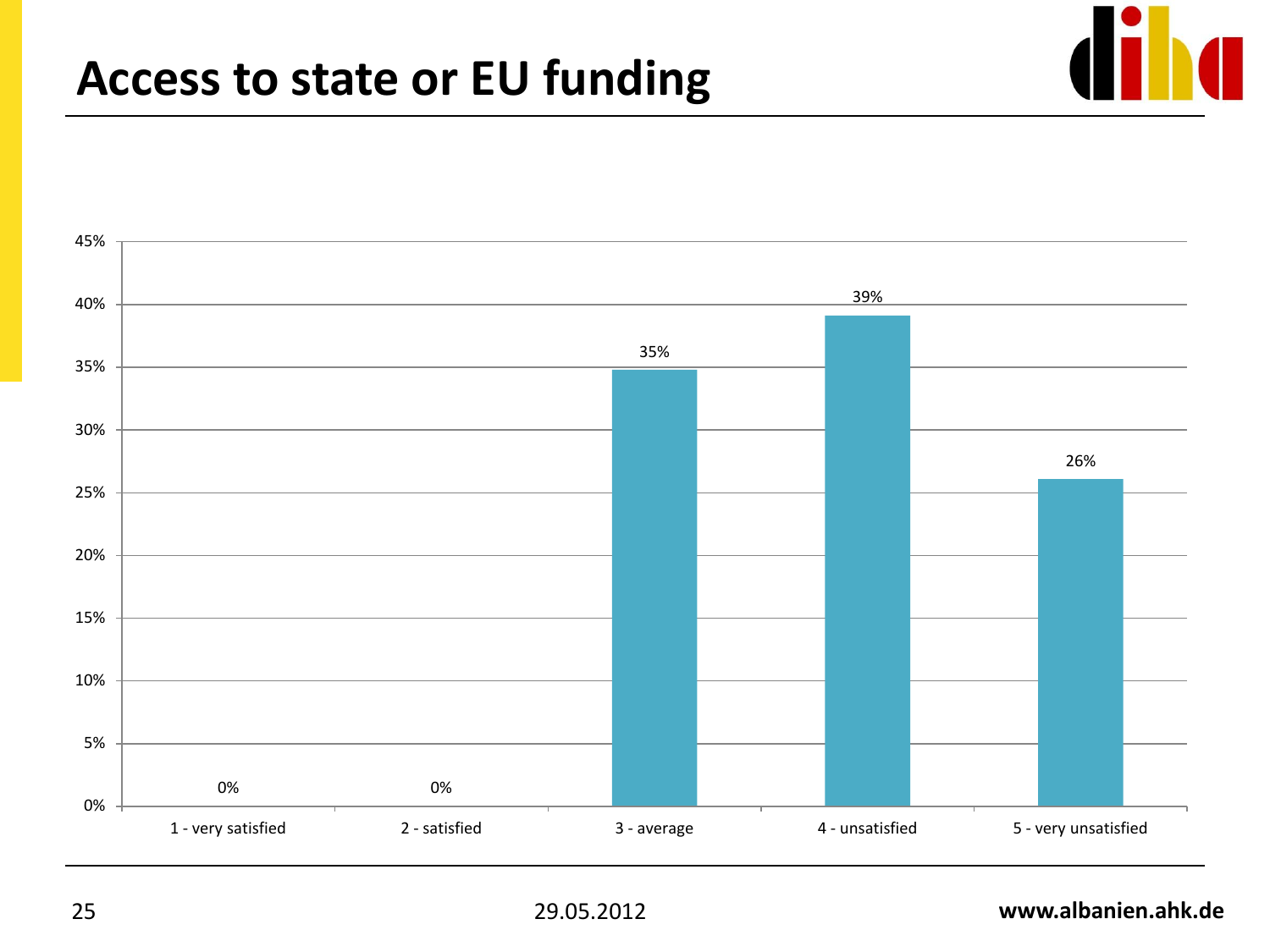# Access to state or EU funding

45%
40%
35%
30%
25%
20%
15%
10%
5%
0%

0%
0%
35%
39%
26%

1 - very satisfied
2 - satisfied
3 - average
4 - unsatisfied
5 - very unsatisfied

29.05.2012

www.albanien.ahk.de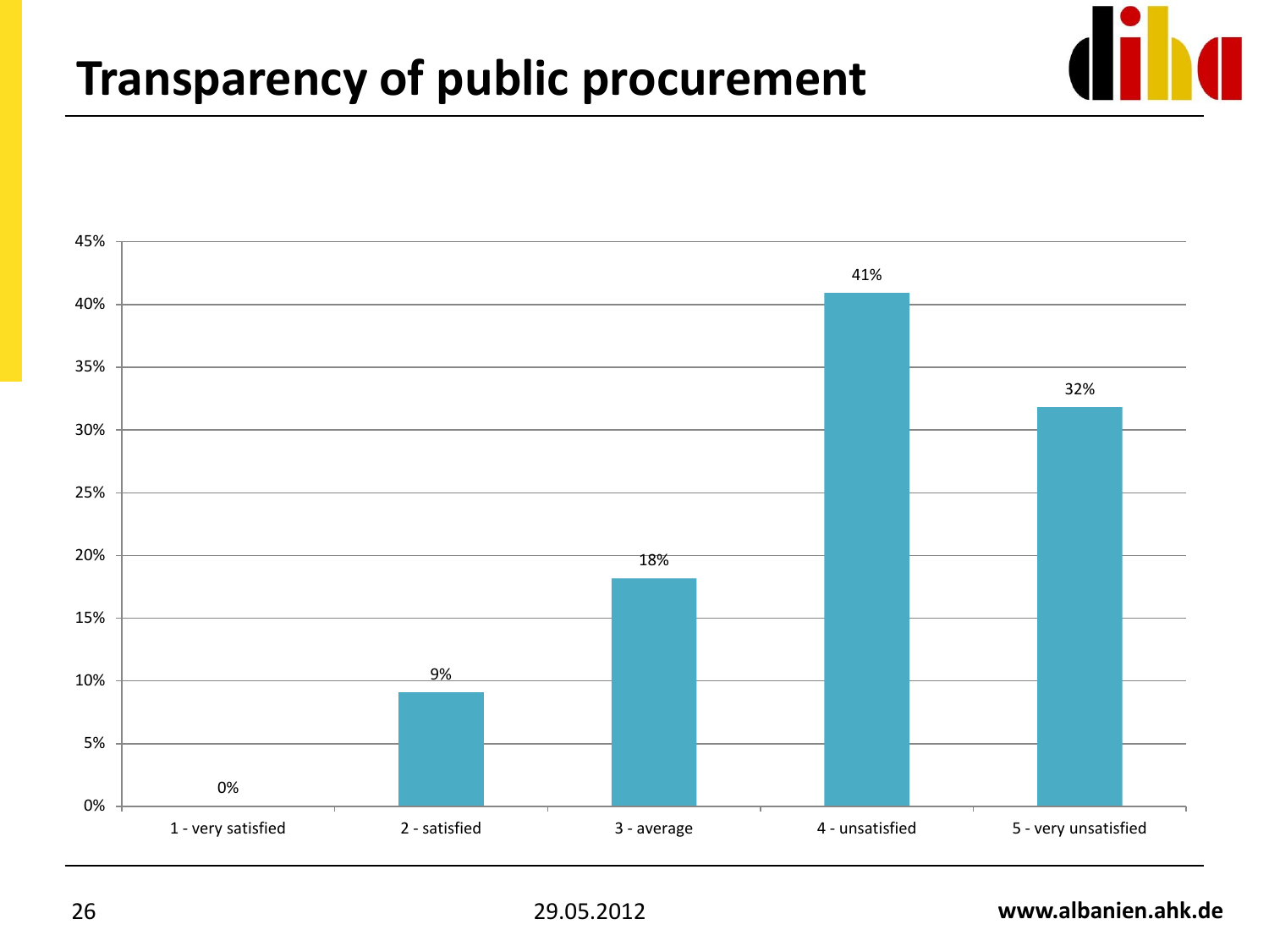# Transparency of public procurement

45%
40%
35%
30%
25%
20%
15%
10%
5%
0%

0%
9%
18%
41%
32%

1 - very satisfied
2 - satisfied
3 - average
4 - unsatisfied
5 - very unsatisfied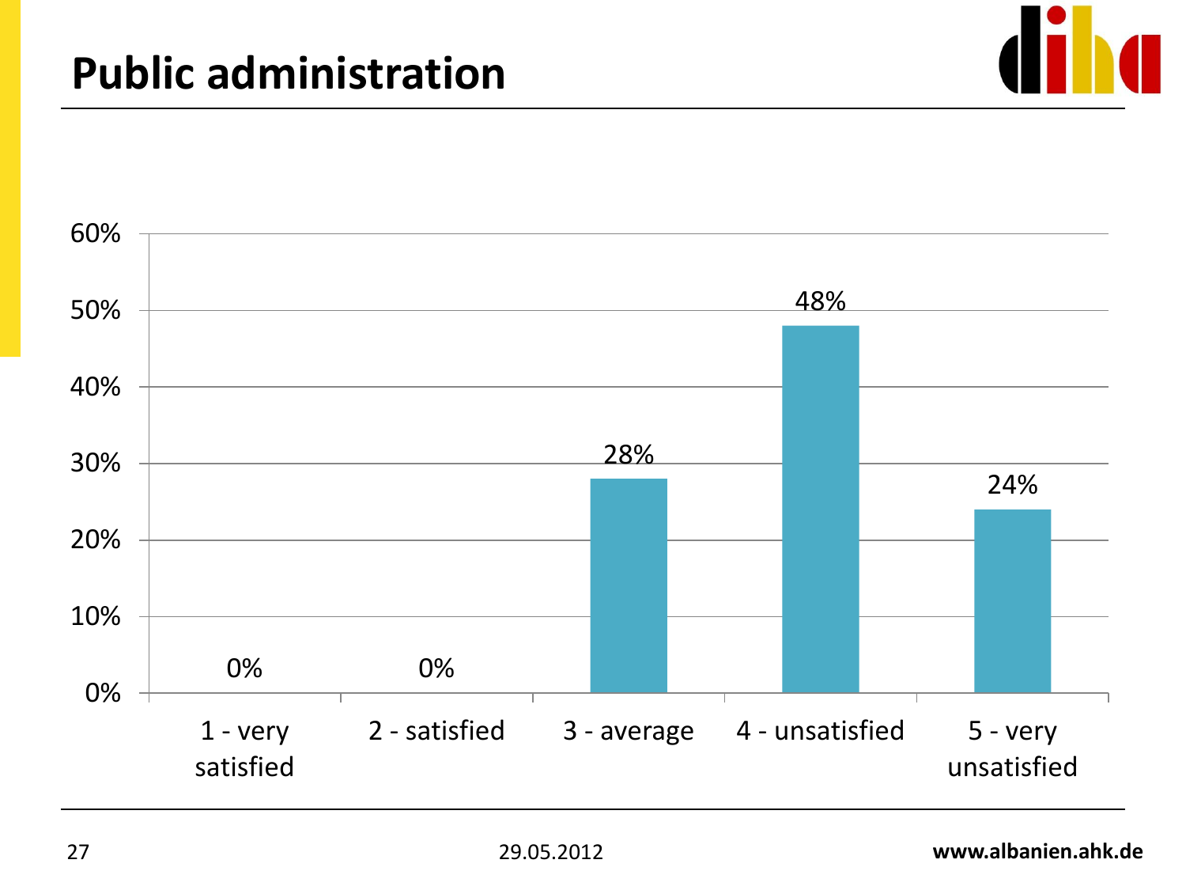# Public administration

60%
50%
40%
30%
20%
10%
0%

0%
0%
28%
48%
24%

1 - very satisfied
2 - satisfied
3 - average
4 - unsatisfied
5 - very unsatisfied

29.05.2012

www.albanien.ahk.de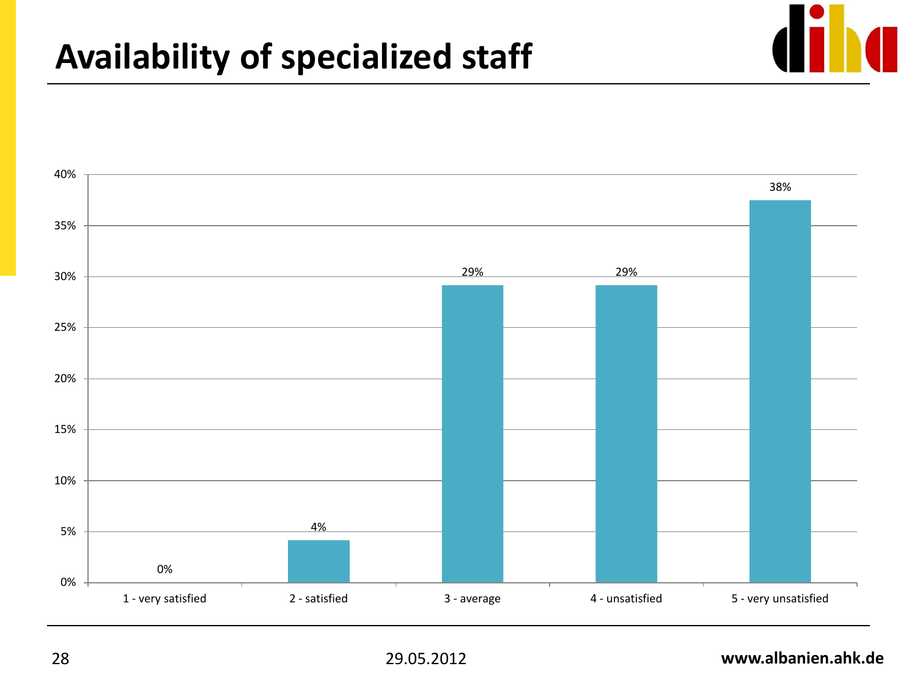# Availability of specialized staff

| Rating | Share |
|---|---|
| 1 - very satisfied | 0% |
| 2 - satisfied | 4% |
| 3 - average | 29% |
| 4 - unsatisfied | 29% |
| 5 - very unsatisfied | 38% |

29.05.2012

**www.albanien.ahk.de**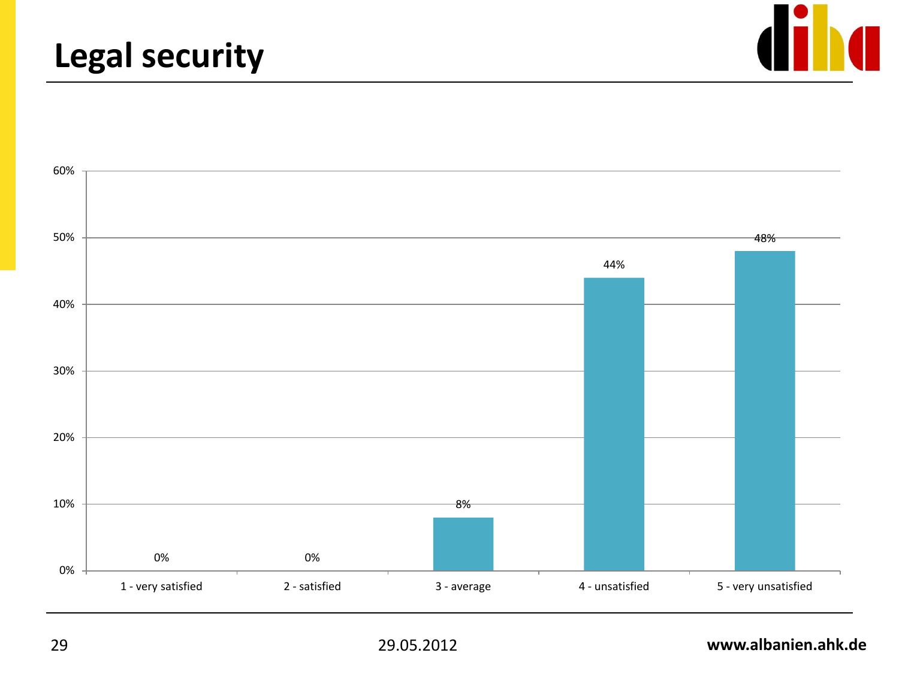# Legal security

60%
50%
40%
30%
20%
10%
0%

0%
0%
8%
44%
48%

1 - very satisfied
2 - satisfied
3 - average
4 - unsatisfied
5 - very unsatisfied

29.05.2012

**www.albanien.ahk.de**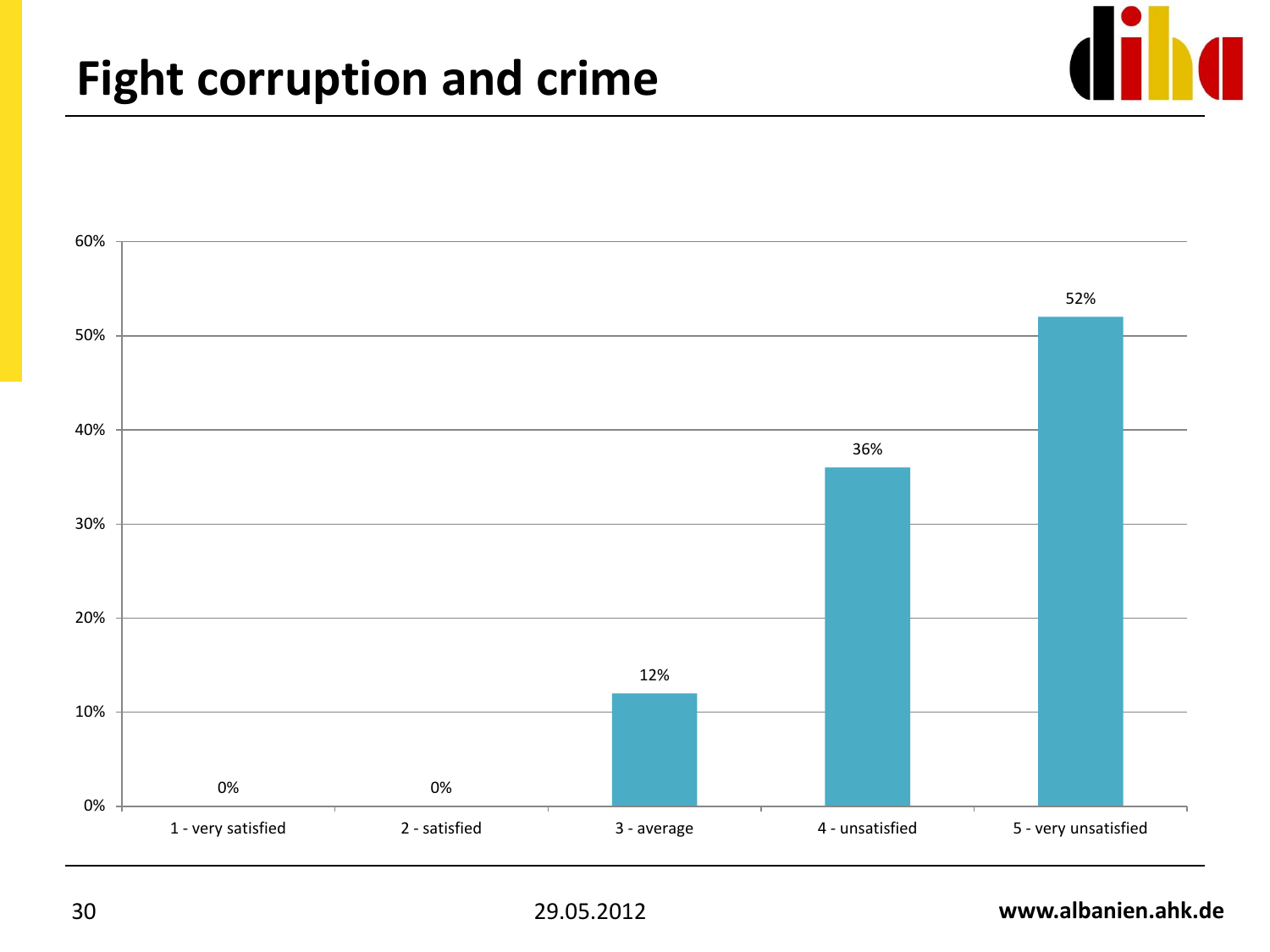# Fight corruption and crime

60%
50%
40%
30%
20%
10%
0%

0%
0%
12%
36%
52%

1 - very satisfied
2 - satisfied
3 - average
4 - unsatisfied
5 - very unsatisfied